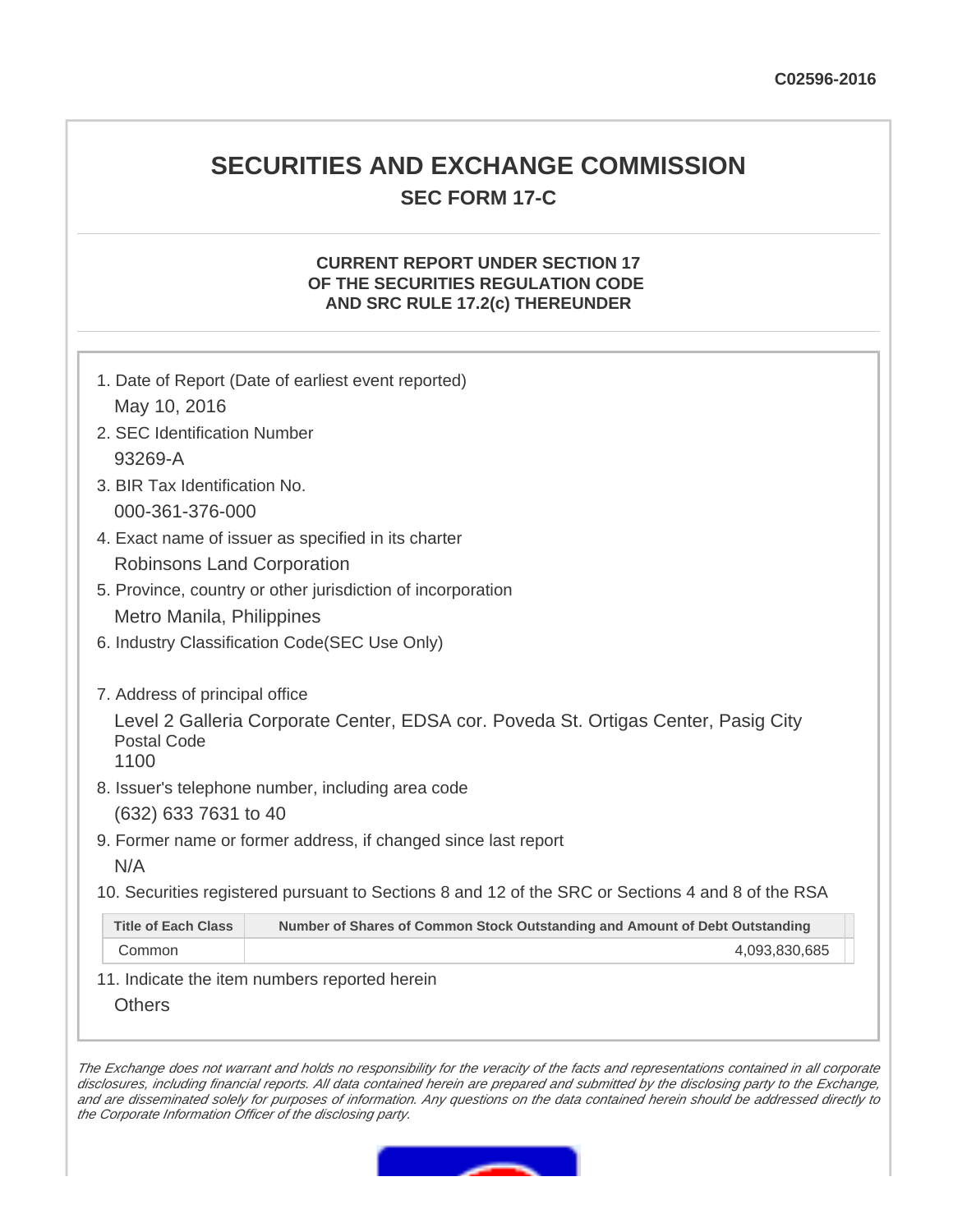C02596-2016

# SECURITIES AND EXCHANGE COMMISSION

## SEC FORM 17-C

### CURRENT REPORT UNDER SECTION 17 OF THE SECURITIES REGULATION CODE AND SRC RULE 17.2(c) THEREUNDER

1. Date of Report (Date of earliest event reported)

   May 10, 2016

2. SEC Identification Number

   93269-A

3. BIR Tax Identification No.

   000-361-376-000

4. Exact name of issuer as specified in its charter

   Robinsons Land Corporation

5. Province, country or other jurisdiction of incorporation

   Metro Manila, Philippines

6. Industry Classification Code(SEC Use Only)

7. Address of principal office

   Level 2 Galleria Corporate Center, EDSA cor. Poveda St. Ortigas Center, Pasig City

   Postal Code

   1100

8. Issuer's telephone number, including area code

   (632) 633 7631 to 40

9. Former name or former address, if changed since last report

   N/A

10. Securities registered pursuant to Sections 8 and 12 of the SRC or Sections 4 and 8 of the RSA

| Title of Each Class | Number of Shares of Common Stock Outstanding and Amount of Debt Outstanding |
|---|---|
| Common | 4,093,830,685 |

11. Indicate the item numbers reported herein

    Others

*The Exchange does not warrant and holds no responsibility for the veracity of the facts and representations contained in all corporate disclosures, including financial reports. All data contained herein are prepared and submitted by the disclosing party to the Exchange, and are disseminated solely for purposes of information. Any questions on the data contained herein should be addressed directly to the Corporate Information Officer of the disclosing party.*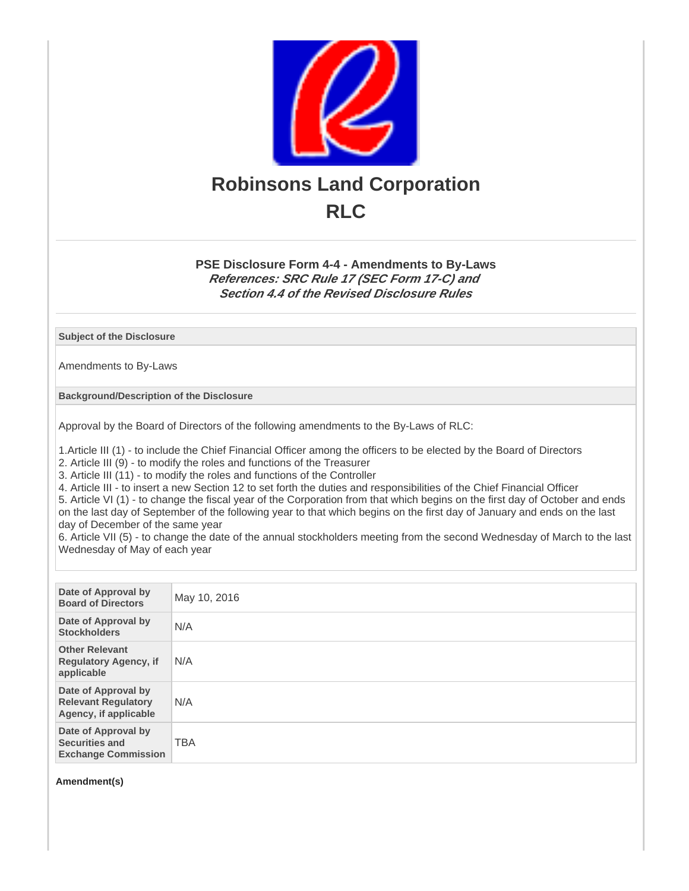# Robinsons Land Corporation
# RLC

### PSE Disclosure Form 4-4 - Amendments to By-Laws
***References: SRC Rule 17 (SEC Form 17-C) and Section 4.4 of the Revised Disclosure Rules***

| Subject of the Disclosure |
|---|
| Amendments to By-Laws |

| Background/Description of the Disclosure |
|---|
| Approval by the Board of Directors of the following amendments to the By-Laws of RLC:<br><br>1.Article III (1) - to include the Chief Financial Officer among the officers to be elected by the Board of Directors<br>2. Article III (9) - to modify the roles and functions of the Treasurer<br>3. Article III (11) - to modify the roles and functions of the Controller<br>4. Article III - to insert a new Section 12 to set forth the duties and responsibilities of the Chief Financial Officer<br>5. Article VI (1) - to change the fiscal year of the Corporation from that which begins on the first day of October and ends on the last day of September of the following year to that which begins on the first day of January and ends on the last day of December of the same year<br>6. Article VII (5) - to change the date of the annual stockholders meeting from the second Wednesday of March to the last Wednesday of May of each year |

| | |
|---|---|
| **Date of Approval by Board of Directors** | May 10, 2016 |
| **Date of Approval by Stockholders** | N/A |
| **Other Relevant Regulatory Agency, if applicable** | N/A |
| **Date of Approval by Relevant Regulatory Agency, if applicable** | N/A |
| **Date of Approval by Securities and Exchange Commission** | TBA |

**Amendment(s)**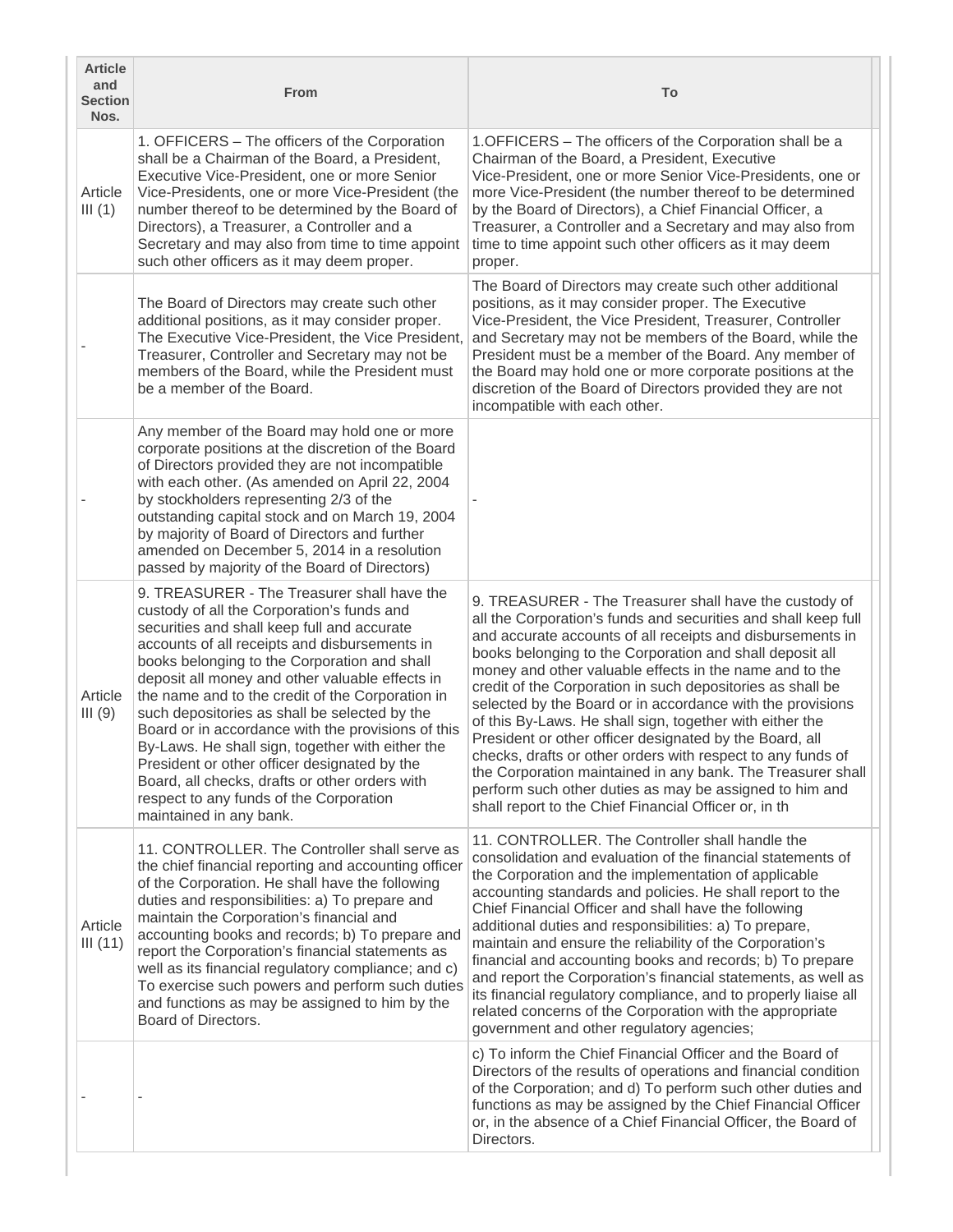| Article and Section Nos. | From | To |
|---|---|---|
| Article III (1) | 1. OFFICERS – The officers of the Corporation shall be a Chairman of the Board, a President, Executive Vice-President, one or more Senior Vice-Presidents, one or more Vice-President (the number thereof to be determined by the Board of Directors), a Treasurer, a Controller and a Secretary and may also from time to time appoint such other officers as it may deem proper. | 1.OFFICERS – The officers of the Corporation shall be a Chairman of the Board, a President, Executive Vice-President, one or more Senior Vice-Presidents, one or more Vice-President (the number thereof to be determined by the Board of Directors), a Chief Financial Officer, a Treasurer, a Controller and a Secretary and may also from time to time appoint such other officers as it may deem proper. |
| - | The Board of Directors may create such other additional positions, as it may consider proper. The Executive Vice-President, the Vice President, Treasurer, Controller and Secretary may not be members of the Board, while the President must be a member of the Board. | The Board of Directors may create such other additional positions, as it may consider proper. The Executive Vice-President, the Vice President, Treasurer, Controller and Secretary may not be members of the Board, while the President must be a member of the Board. Any member of the Board may hold one or more corporate positions at the discretion of the Board of Directors provided they are not incompatible with each other. |
| - | Any member of the Board may hold one or more corporate positions at the discretion of the Board of Directors provided they are not incompatible with each other. (As amended on April 22, 2004 by stockholders representing 2/3 of the outstanding capital stock and on March 19, 2004 by majority of Board of Directors and further amended on December 5, 2014 in a resolution passed by majority of the Board of Directors) | - |
| Article III (9) | 9. TREASURER - The Treasurer shall have the custody of all the Corporation's funds and securities and shall keep full and accurate accounts of all receipts and disbursements in books belonging to the Corporation and shall deposit all money and other valuable effects in the name and to the credit of the Corporation in such depositories as shall be selected by the Board or in accordance with the provisions of this By-Laws. He shall sign, together with either the President or other officer designated by the Board, all checks, drafts or other orders with respect to any funds of the Corporation maintained in any bank. | 9. TREASURER - The Treasurer shall have the custody of all the Corporation's funds and securities and shall keep full and accurate accounts of all receipts and disbursements in books belonging to the Corporation and shall deposit all money and other valuable effects in the name and to the credit of the Corporation in such depositories as shall be selected by the Board or in accordance with the provisions of this By-Laws. He shall sign, together with either the President or other officer designated by the Board, all checks, drafts or other orders with respect to any funds of the Corporation maintained in any bank. The Treasurer shall perform such other duties as may be assigned to him and shall report to the Chief Financial Officer or, in th |
| Article III (11) | 11. CONTROLLER. The Controller shall serve as the chief financial reporting and accounting officer of the Corporation. He shall have the following duties and responsibilities: a) To prepare and maintain the Corporation's financial and accounting books and records; b) To prepare and report the Corporation's financial statements as well as its financial regulatory compliance; and c) To exercise such powers and perform such duties and functions as may be assigned to him by the Board of Directors. | 11. CONTROLLER. The Controller shall handle the consolidation and evaluation of the financial statements of the Corporation and the implementation of applicable accounting standards and policies. He shall report to the Chief Financial Officer and shall have the following additional duties and responsibilities: a) To prepare, maintain and ensure the reliability of the Corporation's financial and accounting books and records; b) To prepare and report the Corporation's financial statements, as well as its financial regulatory compliance, and to properly liaise all related concerns of the Corporation with the appropriate government and other regulatory agencies; |
| - | - | c) To inform the Chief Financial Officer and the Board of Directors of the results of operations and financial condition of the Corporation; and d) To perform such other duties and functions as may be assigned by the Chief Financial Officer or, in the absence of a Chief Financial Officer, the Board of Directors. |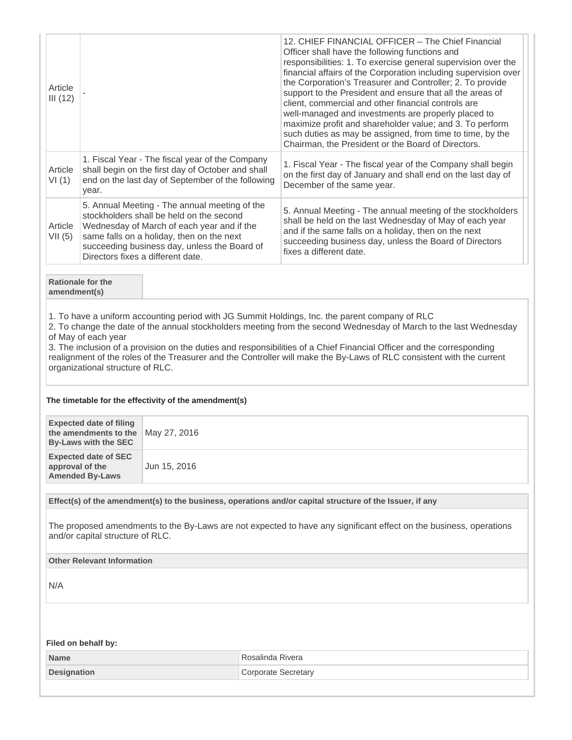| | | |
|---|---|---|
| Article III (12) | - | 12. CHIEF FINANCIAL OFFICER – The Chief Financial Officer shall have the following functions and responsibilities: 1. To exercise general supervision over the financial affairs of the Corporation including supervision over the Corporation's Treasurer and Controller; 2. To provide support to the President and ensure that all the areas of client, commercial and other financial controls are well-managed and investments are properly placed to maximize profit and shareholder value; and 3. To perform such duties as may be assigned, from time to time, by the Chairman, the President or the Board of Directors. |
| Article VI (1) | 1. Fiscal Year - The fiscal year of the Company shall begin on the first day of October and shall end on the last day of September of the following year. | 1. Fiscal Year - The fiscal year of the Company shall begin on the first day of January and shall end on the last day of December of the same year. |
| Article VII (5) | 5. Annual Meeting - The annual meeting of the stockholders shall be held on the second Wednesday of March of each year and if the same falls on a holiday, then on the next succeeding business day, unless the Board of Directors fixes a different date. | 5. Annual Meeting - The annual meeting of the stockholders shall be held on the last Wednesday of May of each year and if the same falls on a holiday, then on the next succeeding business day, unless the Board of Directors fixes a different date. |

**Rationale for the amendment(s)**

1. To have a uniform accounting period with JG Summit Holdings, Inc. the parent company of RLC
2. To change the date of the annual stockholders meeting from the second Wednesday of March to the last Wednesday of May of each year
3. The inclusion of a provision on the duties and responsibilities of a Chief Financial Officer and the corresponding realignment of the roles of the Treasurer and the Controller will make the By-Laws of RLC consistent with the current organizational structure of RLC.

**The timetable for the effectivity of the amendment(s)**

| | |
|---|---|
| **Expected date of filing the amendments to the By-Laws with the SEC** | May 27, 2016 |
| **Expected date of SEC approval of the Amended By-Laws** | Jun 15, 2016 |

**Effect(s) of the amendment(s) to the business, operations and/or capital structure of the Issuer, if any**

The proposed amendments to the By-Laws are not expected to have any significant effect on the business, operations and/or capital structure of RLC.

**Other Relevant Information**

N/A

**Filed on behalf by:**

| | |
|---|---|
| **Name** | Rosalinda Rivera |
| **Designation** | Corporate Secretary |